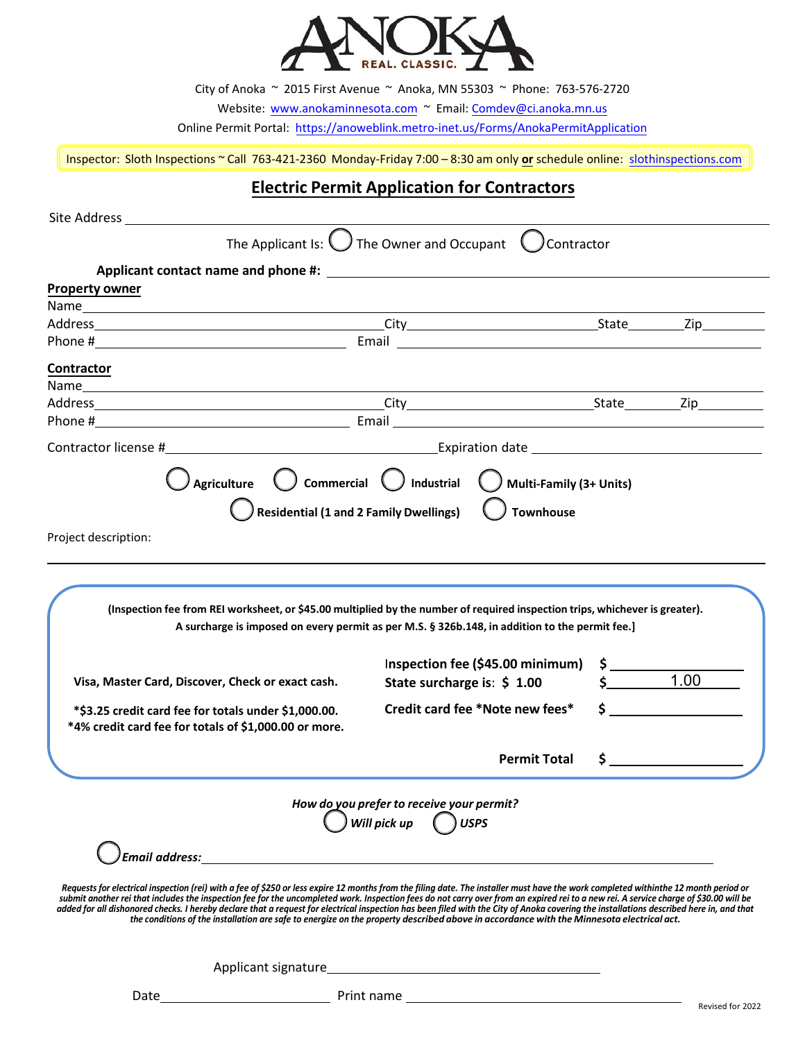City of Anoka ~ 2015 First Avenue ~ Anoka, MN 55303 ~ Phone: 763-576-2720

Website: www.anokaminnesota.com ~ Email: Comdev@ci.anoka.mn.us

Online Permit Portal: https://anoweblink.metro-inet.us/Forms/AnokaPermitApplication

Inspector: Sloth Inspections ~ Call 763-421-2360 Monday-Friday 7:00 – 8:30 am only **or** schedule online: slothinspections.com

# Electric Permit Application for Contractors

Site Address ______________________________

The Applicant Is: ◯ The Owner and Occupant ◯ Contractor

**Applicant contact name and phone #:** ______________________________

**Property owner**

Name ______________________________

Address ______________________ City ______________________ State ________ Zip ________

Phone # ______________________ Email ______________________

**Contractor**

Name ______________________________

Address ______________________ City ______________________ State ________ Zip ________

Phone # ______________________ Email ______________________

Contractor license # ______________________ Expiration date ______________________

◯ **Agriculture** ◯ **Commercial** ◯ **Industrial** ◯ **Multi-Family (3+ Units)**

◯ **Residential (1 and 2 Family Dwellings)** ◯ **Townhouse**

Project description:

______________________________

**(Inspection fee from REI worksheet, or $45.00 multiplied by the number of required inspection trips, whichever is greater). A surcharge is imposed on every permit as per M.S. § 326b.148, in addition to the permit fee.]**

**Visa, Master Card, Discover, Check or exact cash.**

**\*$3.25 credit card fee for totals under $1,000.00.**
**\*4% credit card fee for totals of $1,000.00 or more.**

| | |
|---|---|
| Inspection fee ($45.00 minimum) | $ ________ |
| **State surcharge is: $ 1.00** | $ 1.00 |
| **Credit card fee \*Note new fees\*** | $ ________ |
| **Permit Total** | $ ________ |

***How do you prefer to receive your permit?***

◯ ***Will pick up*** ◯ ***USPS***

◯ ***Email address:*** ______________________________

*Requests for electrical inspection (rei) with a fee of $250 or less expire 12 months from the filing date. The installer must have the work completed withinthe 12 month period or submit another rei that includes the inspection fee for the uncompleted work. Inspection fees do not carry over from an expired rei to a new rei. A service charge of $30.00 will be added for all dishonored checks. I hereby declare that a request for electrical inspection has been filed with the City of Anoka covering the installations described here in, and that the conditions of the installation are safe to energize on the property described above in accordance with the Minnesota electrical act.*

Applicant signature ______________________________

Date ______________________ Print name ______________________________

Revised for 2022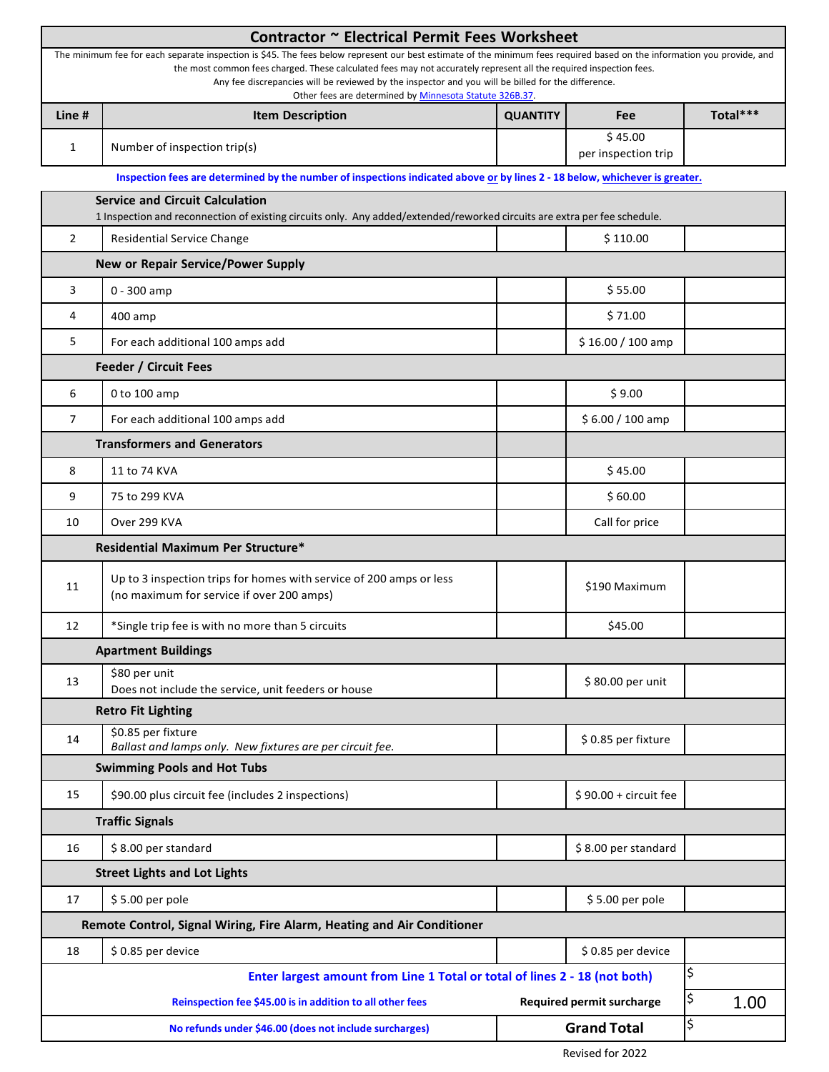## Contractor ~ Electrical Permit Fees Worksheet

The minimum fee for each separate inspection is $45. The fees below represent our best estimate of the minimum fees required based on the information you provide, and the most common fees charged. These calculated fees may not accurately represent all the required inspection fees.
Any fee discrepancies will be reviewed by the inspector and you will be billed for the difference.
Other fees are determined by Minnesota Statute 326B.37.

| Line # | Item Description | QUANTITY | Fee | Total*** |
|---|---|---|---|---|
| 1 | Number of inspection trip(s) | | $ 45.00 per inspection trip | |

**Inspection fees are determined by the number of inspections indicated above or by lines 2 - 18 below, whichever is greater.**

| Line # | Item Description | QUANTITY | Fee | Total*** |
|---|---|---|---|---|
| | **Service and Circuit Calculation** 1 Inspection and reconnection of existing circuits only. Any added/extended/reworked circuits are extra per fee schedule. | | | |
| 2 | Residential Service Change | | $ 110.00 | |
| | **New or Repair Service/Power Supply** | | | |
| 3 | 0 - 300 amp | | $ 55.00 | |
| 4 | 400 amp | | $ 71.00 | |
| 5 | For each additional 100 amps add | | $ 16.00 / 100 amp | |
| | **Feeder / Circuit Fees** | | | |
| 6 | 0 to 100 amp | | $ 9.00 | |
| 7 | For each additional 100 amps add | | $ 6.00 / 100 amp | |
| | **Transformers and Generators** | | | |
| 8 | 11 to 74 KVA | | $ 45.00 | |
| 9 | 75 to 299 KVA | | $ 60.00 | |
| 10 | Over 299 KVA | | Call for price | |
| | **Residential Maximum Per Structure*** | | | |
| 11 | Up to 3 inspection trips for homes with service of 200 amps or less (no maximum for service if over 200 amps) | | $190 Maximum | |
| 12 | *Single trip fee is with no more than 5 circuits | | $45.00 | |
| | **Apartment Buildings** | | | |
| 13 | $80 per unit Does not include the service, unit feeders or house | | $ 80.00 per unit | |
| | **Retro Fit Lighting** | | | |
| 14 | $0.85 per fixture *Ballast and lamps only. New fixtures are per circuit fee.* | | $ 0.85 per fixture | |
| | **Swimming Pools and Hot Tubs** | | | |
| 15 | $90.00 plus circuit fee (includes 2 inspections) | | $ 90.00 + circuit fee | |
| | **Traffic Signals** | | | |
| 16 | $ 8.00 per standard | | $ 8.00 per standard | |
| | **Street Lights and Lot Lights** | | | |
| 17 | $ 5.00 per pole | | $ 5.00 per pole | |
| | **Remote Control, Signal Wiring, Fire Alarm, Heating and Air Conditioner** | | | |
| 18 | $ 0.85 per device | | $ 0.85 per device | |
| | **Enter largest amount from Line 1 Total or total of lines 2 - 18 (not both)** | | | $ |
| | **Reinspection fee $45.00 is in addition to all other fees** | | **Required permit surcharge** | $ 1.00 |
| | **No refunds under $46.00 (does not include surcharges)** | | **Grand Total** | $ |

Revised for 2022